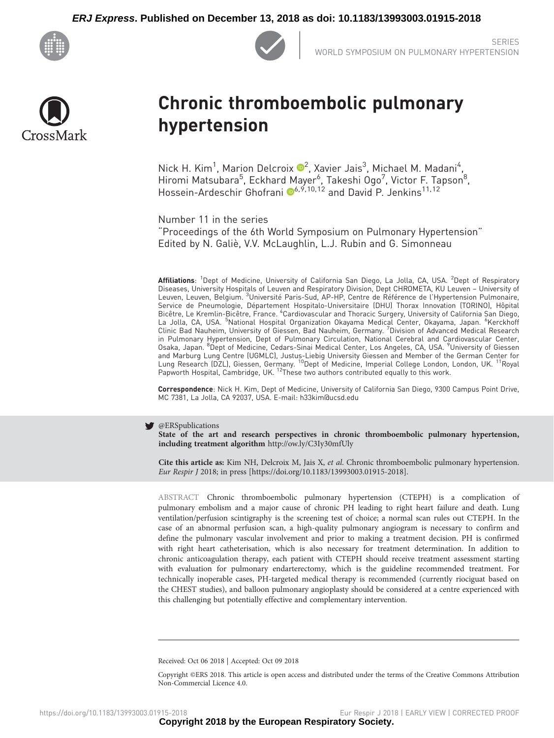SERIES
WORLD SYMPOSIUM ON PULMONARY HYPERTENSION

# Chronic thromboembolic pulmonary hypertension

Nick H. Kim[1], Marion Delcroix[2], Xavier Jais[3], Michael M. Madani[4], Hiromi Matsubara[5], Eckhard Mayer[6], Takeshi Ogo[7], Victor F. Tapson[8], Hossein-Ardeschir Ghofrani[6,9,10,12] and David P. Jenkins[11,12]

Number 11 in the series
"Proceedings of the 6th World Symposium on Pulmonary Hypertension"
Edited by N. Galiè, V.V. McLaughlin, L.J. Rubin and G. Simonneau

**Affiliations**: [1]Dept of Medicine, University of California San Diego, La Jolla, CA, USA. [2]Dept of Respiratory Diseases, University Hospitals of Leuven and Respiratory Division, Dept CHROMETA, KU Leuven – University of Leuven, Leuven, Belgium. [3]Université Paris-Sud, AP-HP, Centre de Référence de l'Hypertension Pulmonaire, Service de Pneumologie, Département Hospitalo-Universitaire (DHU) Thorax Innovation (TORINO), Hôpital Bicêtre, Le Kremlin-Bicêtre, France. [4]Cardiovascular and Thoracic Surgery, University of California San Diego, La Jolla, CA, USA. [5]National Hospital Organization Okayama Medical Center, Okayama, Japan. [6]Kerckhoff Clinic Bad Nauheim, University of Giessen, Bad Nauheim, Germany. [7]Division of Advanced Medical Research in Pulmonary Hypertension, Dept of Pulmonary Circulation, National Cerebral and Cardiovascular Center, Osaka, Japan. [8]Dept of Medicine, Cedars-Sinai Medical Center, Los Angeles, CA, USA. [9]University of Giessen and Marburg Lung Centre (UGMLC), Justus-Liebig University Giessen and Member of the German Center for Lung Research (DZL), Giessen, Germany. [10]Dept of Medicine, Imperial College London, London, UK. [11]Royal Papworth Hospital, Cambridge, UK. [12]These two authors contributed equally to this work.

**Correspondence**: Nick H. Kim, Dept of Medicine, University of California San Diego, 9300 Campus Point Drive, MC 7381, La Jolla, CA 92037, USA. E-mail: h33kim@ucsd.edu

@ERSpublications
**State of the art and research perspectives in chronic thromboembolic pulmonary hypertension, including treatment algorithm** http://ow.ly/C3Iy30mfUly

**Cite this article as:** Kim NH, Delcroix M, Jais X, *et al.* Chronic thromboembolic pulmonary hypertension. *Eur Respir J* 2018; in press [https://doi.org/10.1183/13993003.01915-2018].

ABSTRACT Chronic thromboembolic pulmonary hypertension (CTEPH) is a complication of pulmonary embolism and a major cause of chronic PH leading to right heart failure and death. Lung ventilation/perfusion scintigraphy is the screening test of choice; a normal scan rules out CTEPH. In the case of an abnormal perfusion scan, a high-quality pulmonary angiogram is necessary to confirm and define the pulmonary vascular involvement and prior to making a treatment decision. PH is confirmed with right heart catheterisation, which is also necessary for treatment determination. In addition to chronic anticoagulation therapy, each patient with CTEPH should receive treatment assessment starting with evaluation for pulmonary endarterectomy, which is the guideline recommended treatment. For technically inoperable cases, PH-targeted medical therapy is recommended (currently riociguat based on the CHEST studies), and balloon pulmonary angioplasty should be considered at a centre experienced with this challenging but potentially effective and complementary intervention.

Received: Oct 06 2018 | Accepted: Oct 09 2018

Copyright ©ERS 2018. This article is open access and distributed under the terms of the Creative Commons Attribution Non-Commercial Licence 4.0.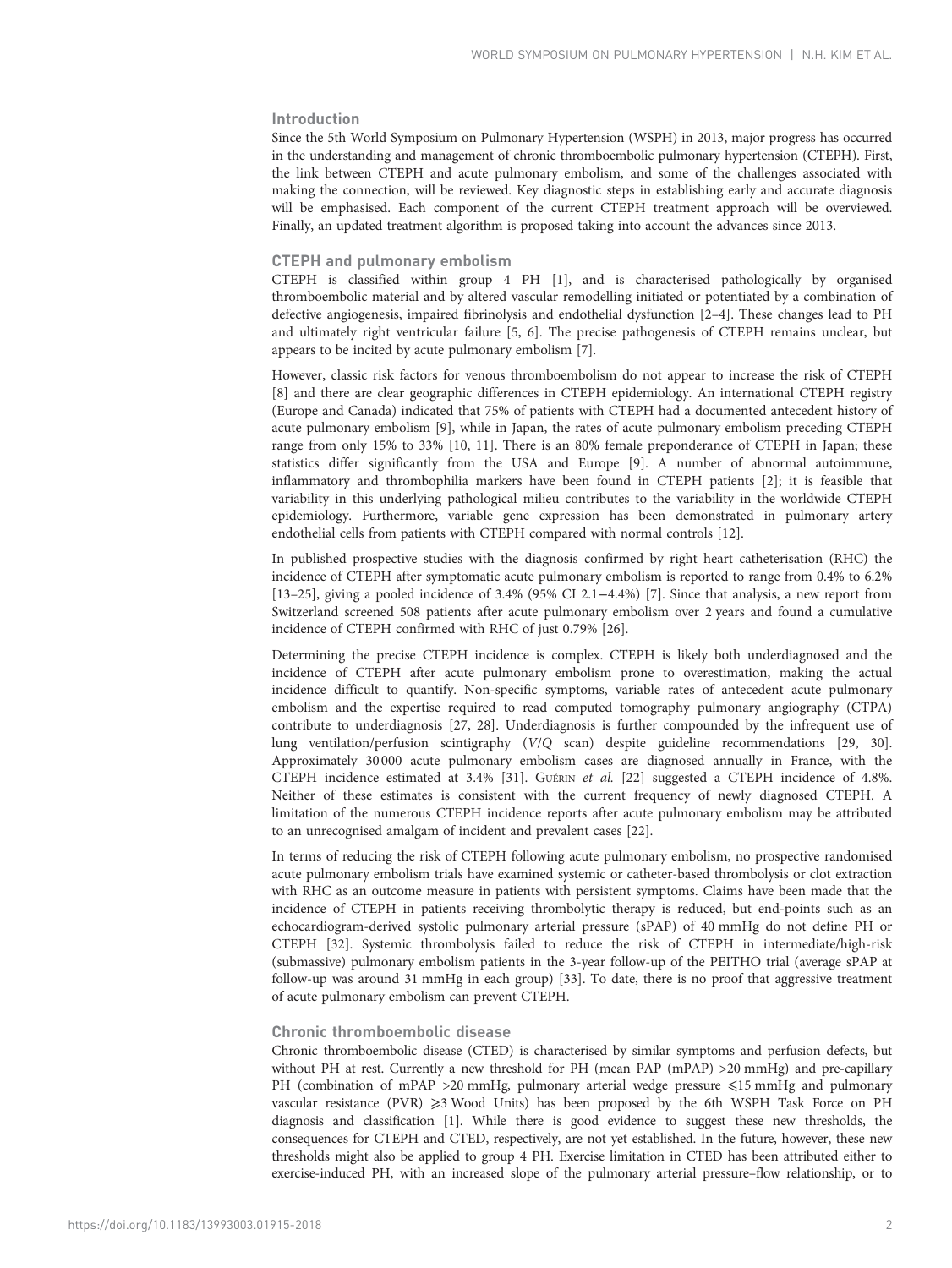## Introduction

Since the 5th World Symposium on Pulmonary Hypertension (WSPH) in 2013, major progress has occurred in the understanding and management of chronic thromboembolic pulmonary hypertension (CTEPH). First, the link between CTEPH and acute pulmonary embolism, and some of the challenges associated with making the connection, will be reviewed. Key diagnostic steps in establishing early and accurate diagnosis will be emphasised. Each component of the current CTEPH treatment approach will be overviewed. Finally, an updated treatment algorithm is proposed taking into account the advances since 2013.

## CTEPH and pulmonary embolism

CTEPH is classified within group 4 PH [1], and is characterised pathologically by organised thromboembolic material and by altered vascular remodelling initiated or potentiated by a combination of defective angiogenesis, impaired fibrinolysis and endothelial dysfunction [2–4]. These changes lead to PH and ultimately right ventricular failure [5, 6]. The precise pathogenesis of CTEPH remains unclear, but appears to be incited by acute pulmonary embolism [7].

However, classic risk factors for venous thromboembolism do not appear to increase the risk of CTEPH [8] and there are clear geographic differences in CTEPH epidemiology. An international CTEPH registry (Europe and Canada) indicated that 75% of patients with CTEPH had a documented antecedent history of acute pulmonary embolism [9], while in Japan, the rates of acute pulmonary embolism preceding CTEPH range from only 15% to 33% [10, 11]. There is an 80% female preponderance of CTEPH in Japan; these statistics differ significantly from the USA and Europe [9]. A number of abnormal autoimmune, inflammatory and thrombophilia markers have been found in CTEPH patients [2]; it is feasible that variability in this underlying pathological milieu contributes to the variability in the worldwide CTEPH epidemiology. Furthermore, variable gene expression has been demonstrated in pulmonary artery endothelial cells from patients with CTEPH compared with normal controls [12].

In published prospective studies with the diagnosis confirmed by right heart catheterisation (RHC) the incidence of CTEPH after symptomatic acute pulmonary embolism is reported to range from 0.4% to 6.2% [13–25], giving a pooled incidence of 3.4% (95% CI 2.1−4.4%) [7]. Since that analysis, a new report from Switzerland screened 508 patients after acute pulmonary embolism over 2 years and found a cumulative incidence of CTEPH confirmed with RHC of just 0.79% [26].

Determining the precise CTEPH incidence is complex. CTEPH is likely both underdiagnosed and the incidence of CTEPH after acute pulmonary embolism prone to overestimation, making the actual incidence difficult to quantify. Non-specific symptoms, variable rates of antecedent acute pulmonary embolism and the expertise required to read computed tomography pulmonary angiography (CTPA) contribute to underdiagnosis [27, 28]. Underdiagnosis is further compounded by the infrequent use of lung ventilation/perfusion scintigraphy (*V*/*Q* scan) despite guideline recommendations [29, 30]. Approximately 30 000 acute pulmonary embolism cases are diagnosed annually in France, with the CTEPH incidence estimated at 3.4% [31]. Guérin *et al.* [22] suggested a CTEPH incidence of 4.8%. Neither of these estimates is consistent with the current frequency of newly diagnosed CTEPH. A limitation of the numerous CTEPH incidence reports after acute pulmonary embolism may be attributed to an unrecognised amalgam of incident and prevalent cases [22].

In terms of reducing the risk of CTEPH following acute pulmonary embolism, no prospective randomised acute pulmonary embolism trials have examined systemic or catheter-based thrombolysis or clot extraction with RHC as an outcome measure in patients with persistent symptoms. Claims have been made that the incidence of CTEPH in patients receiving thrombolytic therapy is reduced, but end-points such as an echocardiogram-derived systolic pulmonary arterial pressure (sPAP) of 40 mmHg do not define PH or CTEPH [32]. Systemic thrombolysis failed to reduce the risk of CTEPH in intermediate/high-risk (submassive) pulmonary embolism patients in the 3-year follow-up of the PEITHO trial (average sPAP at follow-up was around 31 mmHg in each group) [33]. To date, there is no proof that aggressive treatment of acute pulmonary embolism can prevent CTEPH.

## Chronic thromboembolic disease

Chronic thromboembolic disease (CTED) is characterised by similar symptoms and perfusion defects, but without PH at rest. Currently a new threshold for PH (mean PAP (mPAP) >20 mmHg) and pre-capillary PH (combination of mPAP >20 mmHg, pulmonary arterial wedge pressure ⩽15 mmHg and pulmonary vascular resistance (PVR) ⩾3 Wood Units) has been proposed by the 6th WSPH Task Force on PH diagnosis and classification [1]. While there is good evidence to suggest these new thresholds, the consequences for CTEPH and CTED, respectively, are not yet established. In the future, however, these new thresholds might also be applied to group 4 PH. Exercise limitation in CTED has been attributed either to exercise-induced PH, with an increased slope of the pulmonary arterial pressure–flow relationship, or to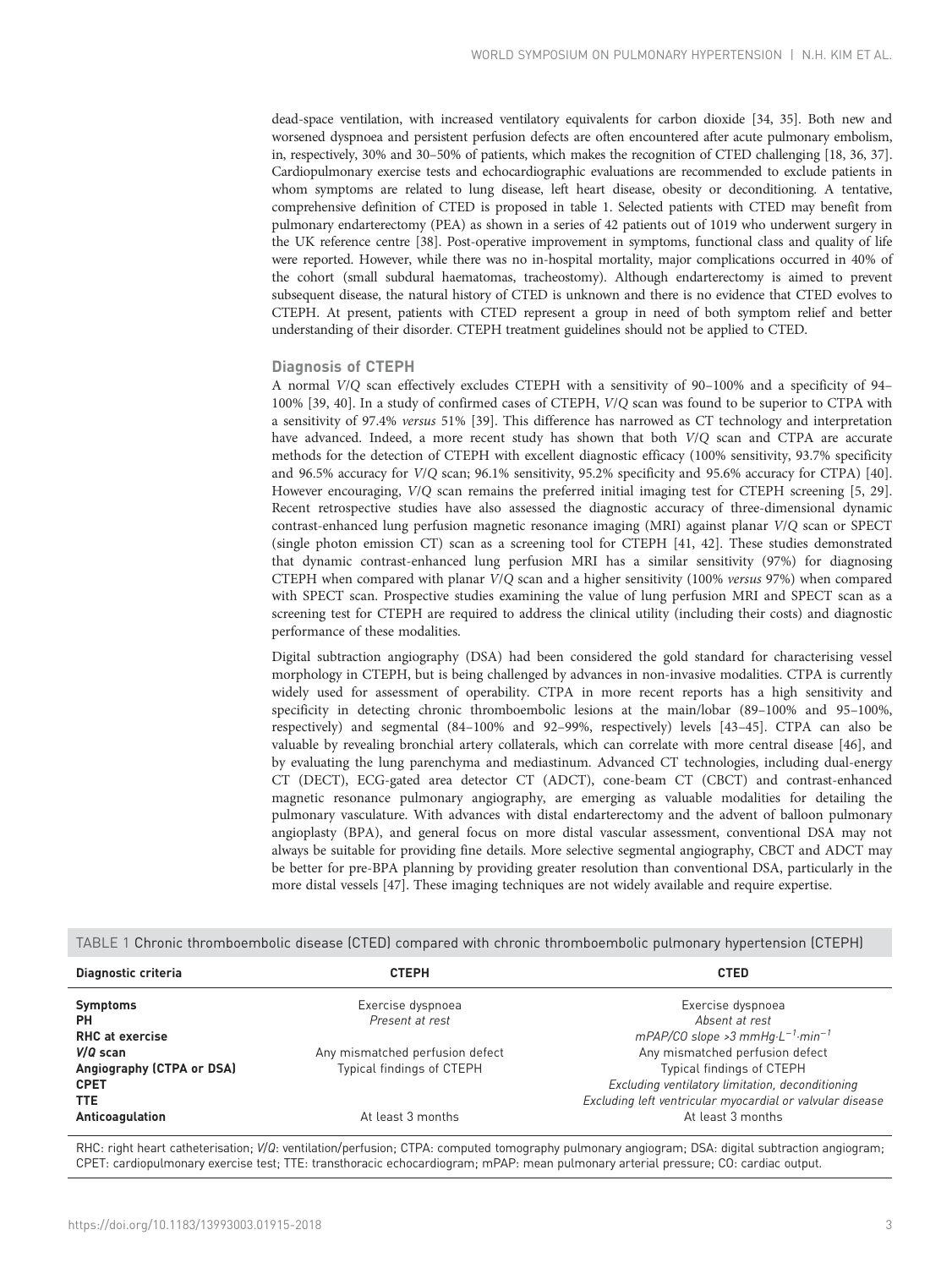dead-space ventilation, with increased ventilatory equivalents for carbon dioxide [34, 35]. Both new and worsened dyspnoea and persistent perfusion defects are often encountered after acute pulmonary embolism, in, respectively, 30% and 30–50% of patients, which makes the recognition of CTED challenging [18, 36, 37]. Cardiopulmonary exercise tests and echocardiographic evaluations are recommended to exclude patients in whom symptoms are related to lung disease, left heart disease, obesity or deconditioning. A tentative, comprehensive definition of CTED is proposed in table 1. Selected patients with CTED may benefit from pulmonary endarterectomy (PEA) as shown in a series of 42 patients out of 1019 who underwent surgery in the UK reference centre [38]. Post-operative improvement in symptoms, functional class and quality of life were reported. However, while there was no in-hospital mortality, major complications occurred in 40% of the cohort (small subdural haematomas, tracheostomy). Although endarterectomy is aimed to prevent subsequent disease, the natural history of CTED is unknown and there is no evidence that CTED evolves to CTEPH. At present, patients with CTED represent a group in need of both symptom relief and better understanding of their disorder. CTEPH treatment guidelines should not be applied to CTED.

## Diagnosis of CTEPH

A normal *V/Q* scan effectively excludes CTEPH with a sensitivity of 90–100% and a specificity of 94–100% [39, 40]. In a study of confirmed cases of CTEPH, *V/Q* scan was found to be superior to CTPA with a sensitivity of 97.4% *versus* 51% [39]. This difference has narrowed as CT technology and interpretation have advanced. Indeed, a more recent study has shown that both *V/Q* scan and CTPA are accurate methods for the detection of CTEPH with excellent diagnostic efficacy (100% sensitivity, 93.7% specificity and 96.5% accuracy for *V/Q* scan; 96.1% sensitivity, 95.2% specificity and 95.6% accuracy for CTPA) [40]. However encouraging, *V/Q* scan remains the preferred initial imaging test for CTEPH screening [5, 29]. Recent retrospective studies have also assessed the diagnostic accuracy of three-dimensional dynamic contrast-enhanced lung perfusion magnetic resonance imaging (MRI) against planar *V/Q* scan or SPECT (single photon emission CT) scan as a screening tool for CTEPH [41, 42]. These studies demonstrated that dynamic contrast-enhanced lung perfusion MRI has a similar sensitivity (97%) for diagnosing CTEPH when compared with planar *V/Q* scan and a higher sensitivity (100% *versus* 97%) when compared with SPECT scan. Prospective studies examining the value of lung perfusion MRI and SPECT scan as a screening test for CTEPH are required to address the clinical utility (including their costs) and diagnostic performance of these modalities.

Digital subtraction angiography (DSA) had been considered the gold standard for characterising vessel morphology in CTEPH, but is being challenged by advances in non-invasive modalities. CTPA is currently widely used for assessment of operability. CTPA in more recent reports has a high sensitivity and specificity in detecting chronic thromboembolic lesions at the main/lobar (89–100% and 95–100%, respectively) and segmental (84–100% and 92–99%, respectively) levels [43–45]. CTPA can also be valuable by revealing bronchial artery collaterals, which can correlate with more central disease [46], and by evaluating the lung parenchyma and mediastinum. Advanced CT technologies, including dual-energy CT (DECT), ECG-gated area detector CT (ADCT), cone-beam CT (CBCT) and contrast-enhanced magnetic resonance pulmonary angiography, are emerging as valuable modalities for detailing the pulmonary vasculature. With advances with distal endarterectomy and the advent of balloon pulmonary angioplasty (BPA), and general focus on more distal vascular assessment, conventional DSA may not always be suitable for providing fine details. More selective segmental angiography, CBCT and ADCT may be better for pre-BPA planning by providing greater resolution than conventional DSA, particularly in the more distal vessels [47]. These imaging techniques are not widely available and require expertise.

TABLE 1 Chronic thromboembolic disease (CTED) compared with chronic thromboembolic pulmonary hypertension (CTEPH)

| Diagnostic criteria | CTEPH | CTED |
|---|---|---|
| **Symptoms** | Exercise dyspnoea | Exercise dyspnoea |
| **PH** | *Present at rest* | *Absent at rest* |
| **RHC at exercise** | | *mPAP/CO slope >3 mmHg·L$^{-1}$·min$^{-1}$* |
| ***V/Q* scan** | Any mismatched perfusion defect | Any mismatched perfusion defect |
| **Angiography (CTPA or DSA)** | Typical findings of CTEPH | Typical findings of CTEPH |
| **CPET** | | *Excluding ventilatory limitation, deconditioning* |
| **TTE** | | *Excluding left ventricular myocardial or valvular disease* |
| **Anticoagulation** | At least 3 months | At least 3 months |

RHC: right heart catheterisation; *V/Q*: ventilation/perfusion; CTPA: computed tomography pulmonary angiogram; DSA: digital subtraction angiogram; CPET: cardiopulmonary exercise test; TTE: transthoracic echocardiogram; mPAP: mean pulmonary arterial pressure; CO: cardiac output.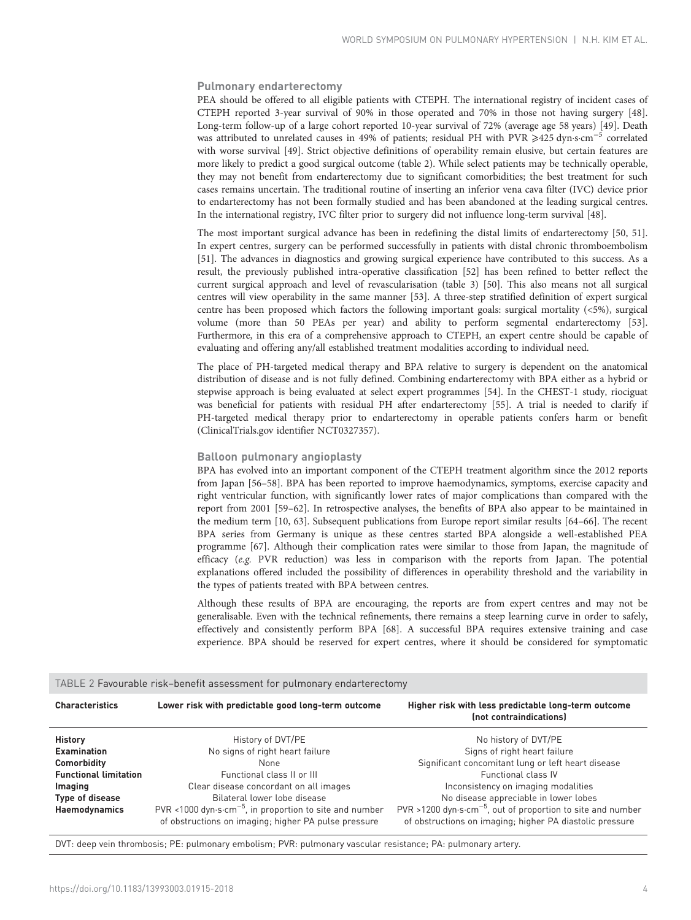### Pulmonary endarterectomy

PEA should be offered to all eligible patients with CTEPH. The international registry of incident cases of CTEPH reported 3-year survival of 90% in those operated and 70% in those not having surgery [48]. Long-term follow-up of a large cohort reported 10-year survival of 72% (average age 58 years) [49]. Death was attributed to unrelated causes in 49% of patients; residual PH with PVR $\geqslant$425 dyn·s·cm$^{-5}$ correlated with worse survival [49]. Strict objective definitions of operability remain elusive, but certain features are more likely to predict a good surgical outcome (table 2). While select patients may be technically operable, they may not benefit from endarterectomy due to significant comorbidities; the best treatment for such cases remains uncertain. The traditional routine of inserting an inferior vena cava filter (IVC) device prior to endarterectomy has not been formally studied and has been abandoned at the leading surgical centres. In the international registry, IVC filter prior to surgery did not influence long-term survival [48].

The most important surgical advance has been in redefining the distal limits of endarterectomy [50, 51]. In expert centres, surgery can be performed successfully in patients with distal chronic thromboembolism [51]. The advances in diagnostics and growing surgical experience have contributed to this success. As a result, the previously published intra-operative classification [52] has been refined to better reflect the current surgical approach and level of revascularisation (table 3) [50]. This also means not all surgical centres will view operability in the same manner [53]. A three-step stratified definition of expert surgical centre has been proposed which factors the following important goals: surgical mortality (<5%), surgical volume (more than 50 PEAs per year) and ability to perform segmental endarterectomy [53]. Furthermore, in this era of a comprehensive approach to CTEPH, an expert centre should be capable of evaluating and offering any/all established treatment modalities according to individual need.

The place of PH-targeted medical therapy and BPA relative to surgery is dependent on the anatomical distribution of disease and is not fully defined. Combining endarterectomy with BPA either as a hybrid or stepwise approach is being evaluated at select expert programmes [54]. In the CHEST-1 study, riociguat was beneficial for patients with residual PH after endarterectomy [55]. A trial is needed to clarify if PH-targeted medical therapy prior to endarterectomy in operable patients confers harm or benefit (ClinicalTrials.gov identifier NCT0327357).

### Balloon pulmonary angioplasty

BPA has evolved into an important component of the CTEPH treatment algorithm since the 2012 reports from Japan [56–58]. BPA has been reported to improve haemodynamics, symptoms, exercise capacity and right ventricular function, with significantly lower rates of major complications than compared with the report from 2001 [59–62]. In retrospective analyses, the benefits of BPA also appear to be maintained in the medium term [10, 63]. Subsequent publications from Europe report similar results [64–66]. The recent BPA series from Germany is unique as these centres started BPA alongside a well-established PEA programme [67]. Although their complication rates were similar to those from Japan, the magnitude of efficacy (*e.g.* PVR reduction) was less in comparison with the reports from Japan. The potential explanations offered included the possibility of differences in operability threshold and the variability in the types of patients treated with BPA between centres.

Although these results of BPA are encouraging, the reports are from expert centres and may not be generalisable. Even with the technical refinements, there remains a steep learning curve in order to safely, effectively and consistently perform BPA [68]. A successful BPA requires extensive training and case experience. BPA should be reserved for expert centres, where it should be considered for symptomatic

TABLE 2 Favourable risk–benefit assessment for pulmonary endarterectomy

| Characteristics | Lower risk with predictable good long-term outcome | Higher risk with less predictable long-term outcome (not contraindications) |
|---|---|---|
| **History** | History of DVT/PE | No history of DVT/PE |
| **Examination** | No signs of right heart failure | Signs of right heart failure |
| **Comorbidity** | None | Significant concomitant lung or left heart disease |
| **Functional limitation** | Functional class II or III | Functional class IV |
| **Imaging** | Clear disease concordant on all images | Inconsistency on imaging modalities |
| **Type of disease** | Bilateral lower lobe disease | No disease appreciable in lower lobes |
| **Haemodynamics** | PVR <1000 dyn·s·cm$^{-5}$, in proportion to site and number of obstructions on imaging; higher PA pulse pressure | PVR >1200 dyn·s·cm$^{-5}$, out of proportion to site and number of obstructions on imaging; higher PA diastolic pressure |

DVT: deep vein thrombosis; PE: pulmonary embolism; PVR: pulmonary vascular resistance; PA: pulmonary artery.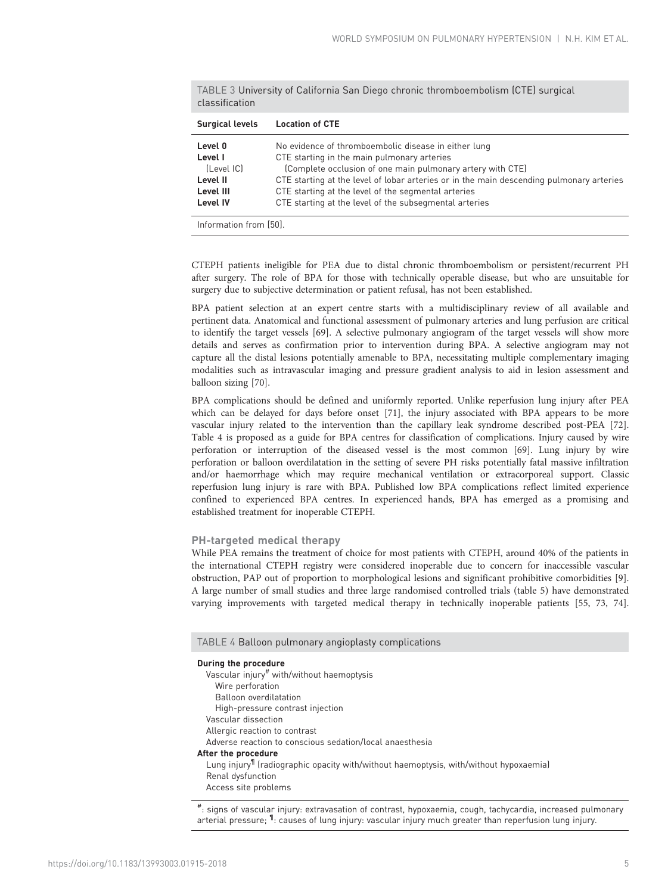TABLE 3 University of California San Diego chronic thromboembolism (CTE) surgical classification

| Surgical levels | Location of CTE |
|---|---|
| **Level 0** | No evidence of thromboembolic disease in either lung |
| **Level I** | CTE starting in the main pulmonary arteries |
| (Level IC) | (Complete occlusion of one main pulmonary artery with CTE) |
| **Level II** | CTE starting at the level of lobar arteries or in the main descending pulmonary arteries |
| **Level III** | CTE starting at the level of the segmental arteries |
| **Level IV** | CTE starting at the level of the subsegmental arteries |

Information from [50].

CTEPH patients ineligible for PEA due to distal chronic thromboembolism or persistent/recurrent PH after surgery. The role of BPA for those with technically operable disease, but who are unsuitable for surgery due to subjective determination or patient refusal, has not been established.

BPA patient selection at an expert centre starts with a multidisciplinary review of all available and pertinent data. Anatomical and functional assessment of pulmonary arteries and lung perfusion are critical to identify the target vessels [69]. A selective pulmonary angiogram of the target vessels will show more details and serves as confirmation prior to intervention during BPA. A selective angiogram may not capture all the distal lesions potentially amenable to BPA, necessitating multiple complementary imaging modalities such as intravascular imaging and pressure gradient analysis to aid in lesion assessment and balloon sizing [70].

BPA complications should be defined and uniformly reported. Unlike reperfusion lung injury after PEA which can be delayed for days before onset [71], the injury associated with BPA appears to be more vascular injury related to the intervention than the capillary leak syndrome described post-PEA [72]. Table 4 is proposed as a guide for BPA centres for classification of complications. Injury caused by wire perforation or interruption of the diseased vessel is the most common [69]. Lung injury by wire perforation or balloon overdilatation in the setting of severe PH risks potentially fatal massive infiltration and/or haemorrhage which may require mechanical ventilation or extracorporeal support. Classic reperfusion lung injury is rare with BPA. Published low BPA complications reflect limited experience confined to experienced BPA centres. In experienced hands, BPA has emerged as a promising and established treatment for inoperable CTEPH.

### PH-targeted medical therapy

While PEA remains the treatment of choice for most patients with CTEPH, around 40% of the patients in the international CTEPH registry were considered inoperable due to concern for inaccessible vascular obstruction, PAP out of proportion to morphological lesions and significant prohibitive comorbidities [9]. A large number of small studies and three large randomised controlled trials (table 5) have demonstrated varying improvements with targeted medical therapy in technically inoperable patients [55, 73, 74].

TABLE 4 Balloon pulmonary angioplasty complications

**During the procedure**
- Vascular injury[#] with/without haemoptysis
  - Wire perforation
  - Balloon overdilatation
  - High-pressure contrast injection
- Vascular dissection
- Allergic reaction to contrast
- Adverse reaction to conscious sedation/local anaesthesia

**After the procedure**
- Lung injury[¶] (radiographic opacity with/without haemoptysis, with/without hypoxaemia)
- Renal dysfunction
- Access site problems

#: signs of vascular injury: extravasation of contrast, hypoxaemia, cough, tachycardia, increased pulmonary arterial pressure; ¶: causes of lung injury: vascular injury much greater than reperfusion lung injury.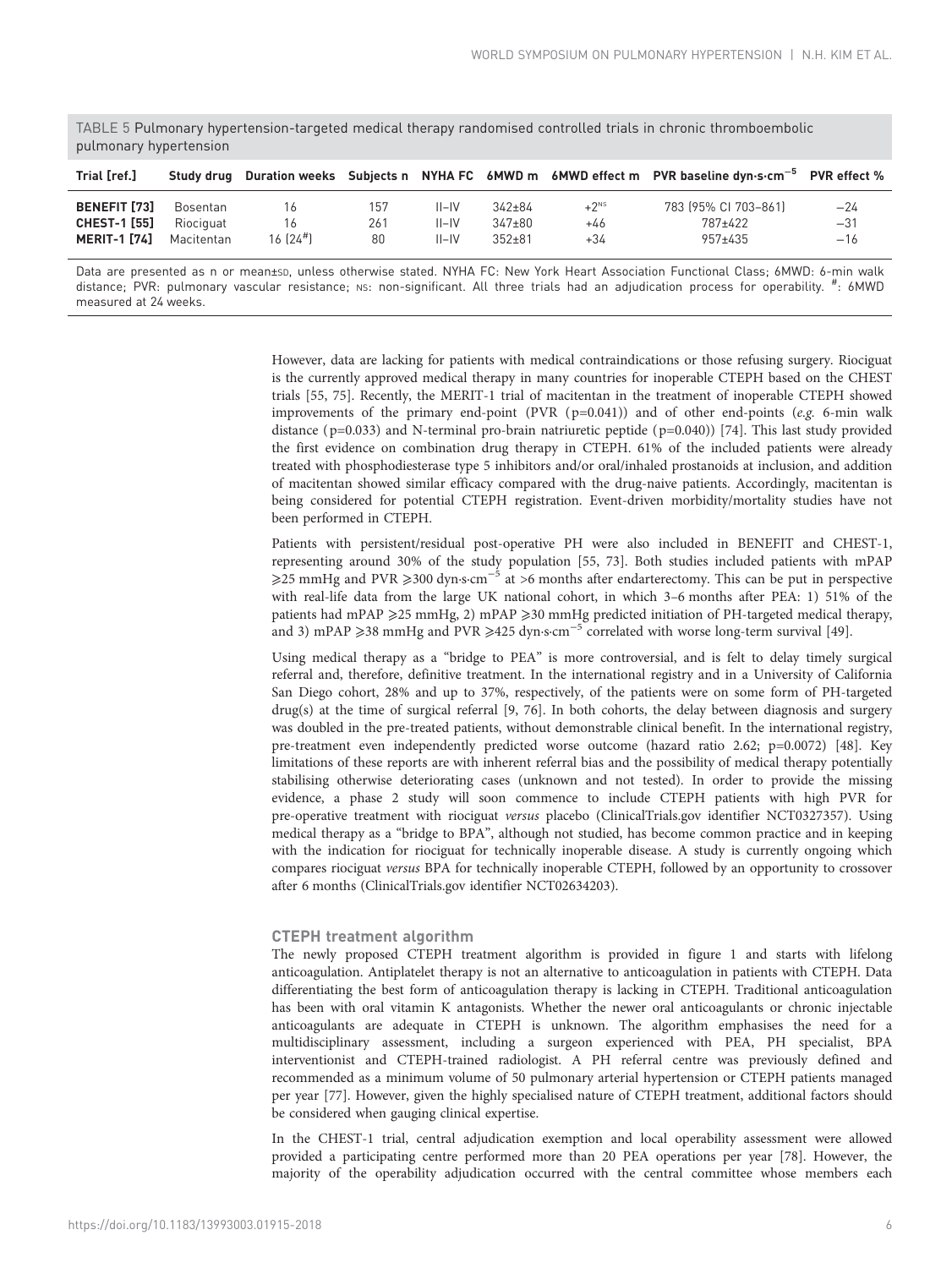TABLE 5 Pulmonary hypertension-targeted medical therapy randomised controlled trials in chronic thromboembolic pulmonary hypertension

| Trial [ref.] | Study drug | Duration weeks | Subjects n | NYHA FC | 6MWD m | 6MWD effect m | PVR baseline dyn·s·cm$^{-5}$ | PVR effect % |
|---|---|---|---|---|---|---|---|---|
| **BENEFIT [73]** | Bosentan | 16 | 157 | II–IV | 342±84 | +2$^{NS}$ | 783 (95% CI 703–861) | −24 |
| **CHEST-1 [55]** | Riociguat | 16 | 261 | II–IV | 347±80 | +46 | 787±422 | −31 |
| **MERIT-1 [74]** | Macitentan | 16 (24[#]) | 80 | II–IV | 352±81 | +34 | 957±435 | −16 |

Data are presented as n or mean±SD, unless otherwise stated. NYHA FC: New York Heart Association Functional Class; 6MWD: 6-min walk distance; PVR: pulmonary vascular resistance; NS: non-significant. All three trials had an adjudication process for operability. [#]: 6MWD measured at 24 weeks.

However, data are lacking for patients with medical contraindications or those refusing surgery. Riociguat is the currently approved medical therapy in many countries for inoperable CTEPH based on the CHEST trials [55, 75]. Recently, the MERIT-1 trial of macitentan in the treatment of inoperable CTEPH showed improvements of the primary end-point (PVR ($p=0.041$)) and of other end-points (*e.g.* 6-min walk distance ($p=0.033$) and N-terminal pro-brain natriuretic peptide ($p=0.040$)) [74]. This last study provided the first evidence on combination drug therapy in CTEPH. 61% of the included patients were already treated with phosphodiesterase type 5 inhibitors and/or oral/inhaled prostanoids at inclusion, and addition of macitentan showed similar efficacy compared with the drug-naive patients. Accordingly, macitentan is being considered for potential CTEPH registration. Event-driven morbidity/mortality studies have not been performed in CTEPH.

Patients with persistent/residual post-operative PH were also included in BENEFIT and CHEST-1, representing around 30% of the study population [55, 73]. Both studies included patients with mPAP ⩾25 mmHg and PVR ⩾300 dyn·s·cm$^{-5}$ at >6 months after endarterectomy. This can be put in perspective with real-life data from the large UK national cohort, in which 3–6 months after PEA: 1) 51% of the patients had mPAP ⩾25 mmHg, 2) mPAP ⩾30 mmHg predicted initiation of PH-targeted medical therapy, and 3) mPAP ⩾38 mmHg and PVR ⩾425 dyn·s·cm$^{-5}$ correlated with worse long-term survival [49].

Using medical therapy as a "bridge to PEA" is more controversial, and is felt to delay timely surgical referral and, therefore, definitive treatment. In the international registry and in a University of California San Diego cohort, 28% and up to 37%, respectively, of the patients were on some form of PH-targeted drug(s) at the time of surgical referral [9, 76]. In both cohorts, the delay between diagnosis and surgery was doubled in the pre-treated patients, without demonstrable clinical benefit. In the international registry, pre-treatment even independently predicted worse outcome (hazard ratio 2.62; $p=0.0072$) [48]. Key limitations of these reports are with inherent referral bias and the possibility of medical therapy potentially stabilising otherwise deteriorating cases (unknown and not tested). In order to provide the missing evidence, a phase 2 study will soon commence to include CTEPH patients with high PVR for pre-operative treatment with riociguat *versus* placebo (ClinicalTrials.gov identifier NCT0327357). Using medical therapy as a "bridge to BPA", although not studied, has become common practice and in keeping with the indication for riociguat for technically inoperable disease. A study is currently ongoing which compares riociguat *versus* BPA for technically inoperable CTEPH, followed by an opportunity to crossover after 6 months (ClinicalTrials.gov identifier NCT02634203).

## CTEPH treatment algorithm

The newly proposed CTEPH treatment algorithm is provided in figure 1 and starts with lifelong anticoagulation. Antiplatelet therapy is not an alternative to anticoagulation in patients with CTEPH. Data differentiating the best form of anticoagulation therapy is lacking in CTEPH. Traditional anticoagulation has been with oral vitamin K antagonists. Whether the newer oral anticoagulants or chronic injectable anticoagulants are adequate in CTEPH is unknown. The algorithm emphasises the need for a multidisciplinary assessment, including a surgeon experienced with PEA, PH specialist, BPA interventionist and CTEPH-trained radiologist. A PH referral centre was previously defined and recommended as a minimum volume of 50 pulmonary arterial hypertension or CTEPH patients managed per year [77]. However, given the highly specialised nature of CTEPH treatment, additional factors should be considered when gauging clinical expertise.

In the CHEST-1 trial, central adjudication exemption and local operability assessment were allowed provided a participating centre performed more than 20 PEA operations per year [78]. However, the majority of the operability adjudication occurred with the central committee whose members each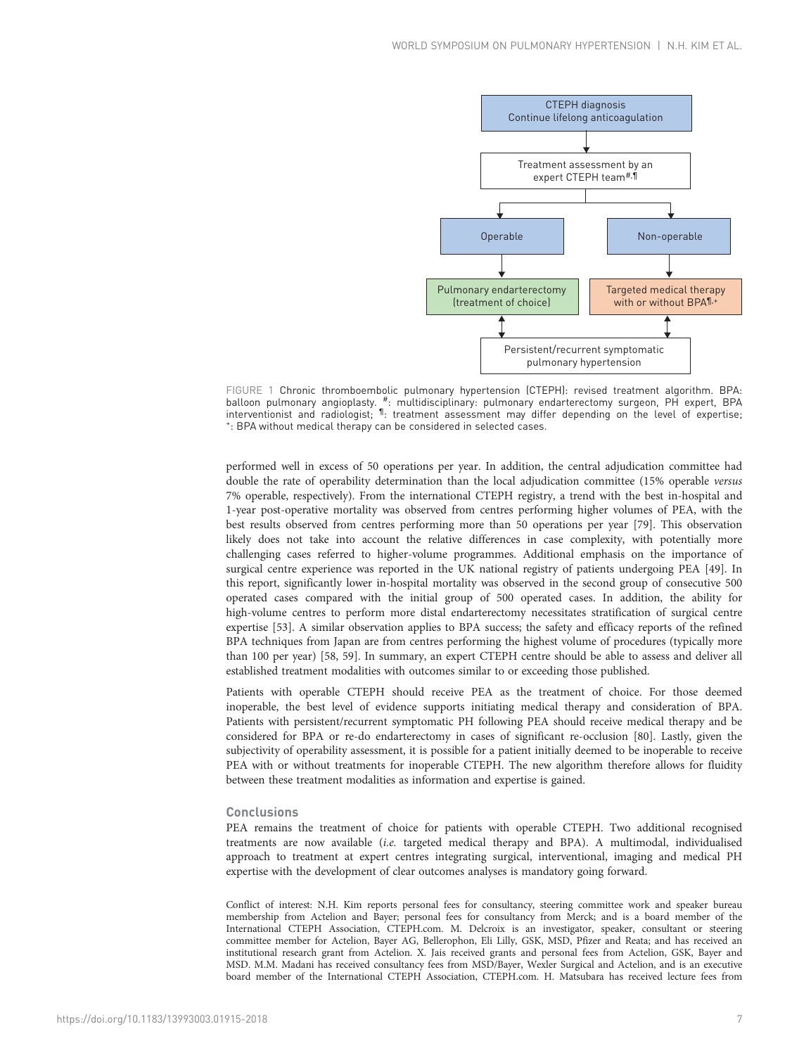CTEPH diagnosis
Continue lifelong anticoagulation

Treatment assessment by an expert CTEPH team[#,¶]

Operable

Non-operable

Pulmonary endarterectomy (treatment of choice)

Targeted medical therapy with or without BPA[¶,+]

Persistent/recurrent symptomatic pulmonary hypertension

FIGURE 1 Chronic thromboembolic pulmonary hypertension (CTEPH): revised treatment algorithm. BPA: balloon pulmonary angioplasty. [#]: multidisciplinary: pulmonary endarterectomy surgeon, PH expert, BPA interventionist and radiologist; [¶]: treatment assessment may differ depending on the level of expertise; [+]: BPA without medical therapy can be considered in selected cases.

performed well in excess of 50 operations per year. In addition, the central adjudication committee had double the rate of operability determination than the local adjudication committee (15% operable *versus* 7% operable, respectively). From the international CTEPH registry, a trend with the best in-hospital and 1-year post-operative mortality was observed from centres performing higher volumes of PEA, with the best results observed from centres performing more than 50 operations per year [79]. This observation likely does not take into account the relative differences in case complexity, with potentially more challenging cases referred to higher-volume programmes. Additional emphasis on the importance of surgical centre experience was reported in the UK national registry of patients undergoing PEA [49]. In this report, significantly lower in-hospital mortality was observed in the second group of consecutive 500 operated cases compared with the initial group of 500 operated cases. In addition, the ability for high-volume centres to perform more distal endarterectomy necessitates stratification of surgical centre expertise [53]. A similar observation applies to BPA success; the safety and efficacy reports of the refined BPA techniques from Japan are from centres performing the highest volume of procedures (typically more than 100 per year) [58, 59]. In summary, an expert CTEPH centre should be able to assess and deliver all established treatment modalities with outcomes similar to or exceeding those published.

Patients with operable CTEPH should receive PEA as the treatment of choice. For those deemed inoperable, the best level of evidence supports initiating medical therapy and consideration of BPA. Patients with persistent/recurrent symptomatic PH following PEA should receive medical therapy and be considered for BPA or re-do endarterectomy in cases of significant re-occlusion [80]. Lastly, given the subjectivity of operability assessment, it is possible for a patient initially deemed to be inoperable to receive PEA with or without treatments for inoperable CTEPH. The new algorithm therefore allows for fluidity between these treatment modalities as information and expertise is gained.

## Conclusions

PEA remains the treatment of choice for patients with operable CTEPH. Two additional recognised treatments are now available (*i.e.* targeted medical therapy and BPA). A multimodal, individualised approach to treatment at expert centres integrating surgical, interventional, imaging and medical PH expertise with the development of clear outcomes analyses is mandatory going forward.

Conflict of interest: N.H. Kim reports personal fees for consultancy, steering committee work and speaker bureau membership from Actelion and Bayer; personal fees for consultancy from Merck; and is a board member of the International CTEPH Association, CTEPH.com. M. Delcroix is an investigator, speaker, consultant or steering committee member for Actelion, Bayer AG, Bellerophon, Eli Lilly, GSK, MSD, Pfizer and Reata; and has received an institutional research grant from Actelion. X. Jais received grants and personal fees from Actelion, GSK, Bayer and MSD. M.M. Madani has received consultancy fees from MSD/Bayer, Wexler Surgical and Actelion, and is an executive board member of the International CTEPH Association, CTEPH.com. H. Matsubara has received lecture fees from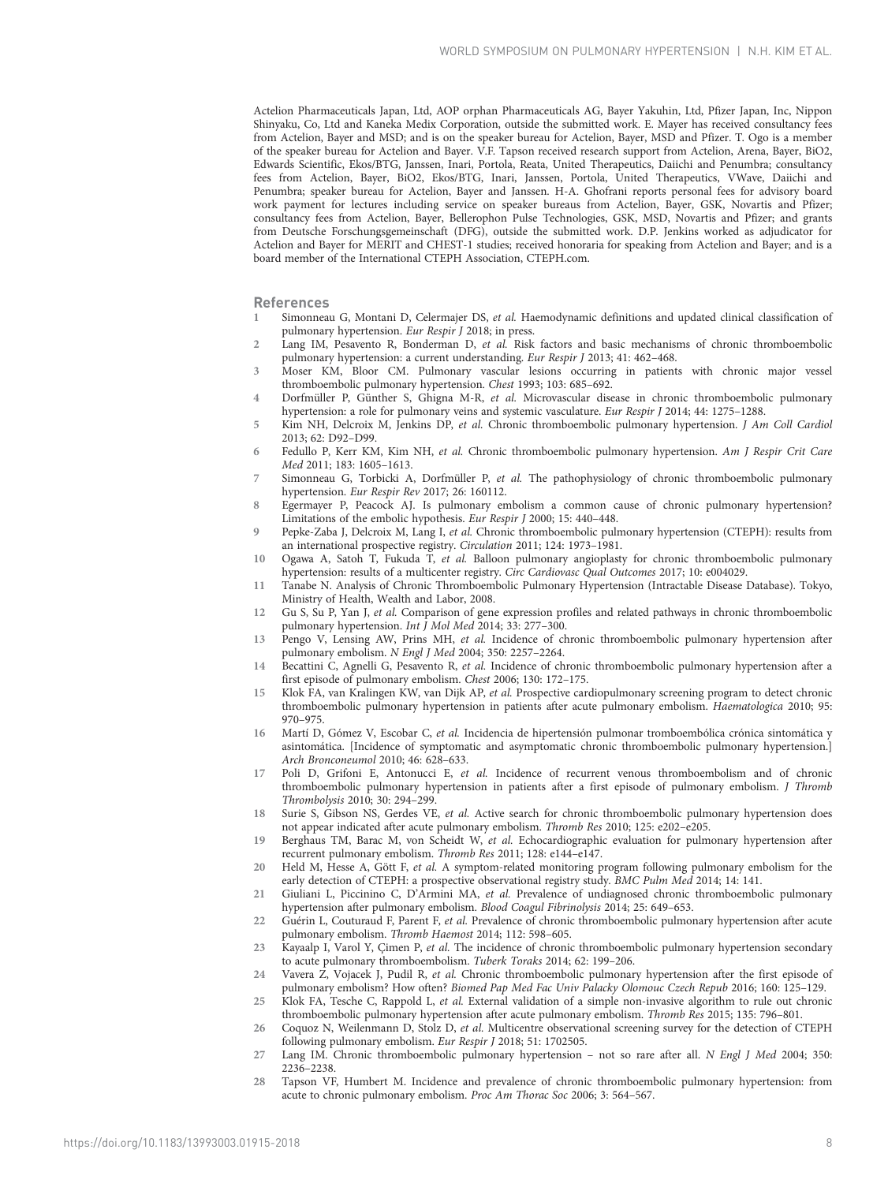Actelion Pharmaceuticals Japan, Ltd, AOP orphan Pharmaceuticals AG, Bayer Yakuhin, Ltd, Pfizer Japan, Inc, Nippon Shinyaku, Co, Ltd and Kaneka Medix Corporation, outside the submitted work. E. Mayer has received consultancy fees from Actelion, Bayer and MSD; and is on the speaker bureau for Actelion, Bayer, MSD and Pfizer. T. Ogo is a member of the speaker bureau for Actelion and Bayer. V.F. Tapson received research support from Actelion, Arena, Bayer, BiO2, Edwards Scientific, Ekos/BTG, Janssen, Inari, Portola, Reata, United Therapeutics, Daiichi and Penumbra; consultancy fees from Actelion, Bayer, BiO2, Ekos/BTG, Inari, Janssen, Portola, United Therapeutics, VWave, Daiichi and Penumbra; speaker bureau for Actelion, Bayer and Janssen. H-A. Ghofrani reports personal fees for advisory board work payment for lectures including service on speaker bureaus from Actelion, Bayer, GSK, Novartis and Pfizer; consultancy fees from Actelion, Bayer, Bellerophon Pulse Technologies, GSK, MSD, Novartis and Pfizer; and grants from Deutsche Forschungsgemeinschaft (DFG), outside the submitted work. D.P. Jenkins worked as adjudicator for Actelion and Bayer for MERIT and CHEST-1 studies; received honoraria for speaking from Actelion and Bayer; and is a board member of the International CTEPH Association, CTEPH.com.

## References

1. Simonneau G, Montani D, Celermajer DS, *et al.* Haemodynamic definitions and updated clinical classification of pulmonary hypertension. *Eur Respir J* 2018; in press.
2. Lang IM, Pesavento R, Bonderman D, *et al.* Risk factors and basic mechanisms of chronic thromboembolic pulmonary hypertension: a current understanding. *Eur Respir J* 2013; 41: 462–468.
3. Moser KM, Bloor CM. Pulmonary vascular lesions occurring in patients with chronic major vessel thromboembolic pulmonary hypertension. *Chest* 1993; 103: 685–692.
4. Dorfmüller P, Günther S, Ghigna M-R, *et al.* Microvascular disease in chronic thromboembolic pulmonary hypertension: a role for pulmonary veins and systemic vasculature. *Eur Respir J* 2014; 44: 1275–1288.
5. Kim NH, Delcroix M, Jenkins DP, *et al.* Chronic thromboembolic pulmonary hypertension. *J Am Coll Cardiol* 2013; 62: D92–D99.
6. Fedullo P, Kerr KM, Kim NH, *et al.* Chronic thromboembolic pulmonary hypertension. *Am J Respir Crit Care Med* 2011; 183: 1605–1613.
7. Simonneau G, Torbicki A, Dorfmüller P, *et al.* The pathophysiology of chronic thromboembolic pulmonary hypertension. *Eur Respir Rev* 2017; 26: 160112.
8. Egermayer P, Peacock AJ. Is pulmonary embolism a common cause of chronic pulmonary hypertension? Limitations of the embolic hypothesis. *Eur Respir J* 2000; 15: 440–448.
9. Pepke-Zaba J, Delcroix M, Lang I, *et al.* Chronic thromboembolic pulmonary hypertension (CTEPH): results from an international prospective registry. *Circulation* 2011; 124: 1973–1981.
10. Ogawa A, Satoh T, Fukuda T, *et al.* Balloon pulmonary angioplasty for chronic thromboembolic pulmonary hypertension: results of a multicenter registry. *Circ Cardiovasc Qual Outcomes* 2017; 10: e004029.
11. Tanabe N. Analysis of Chronic Thromboembolic Pulmonary Hypertension (Intractable Disease Database). Tokyo, Ministry of Health, Wealth and Labor, 2008.
12. Gu S, Su P, Yan J, *et al.* Comparison of gene expression profiles and related pathways in chronic thromboembolic pulmonary hypertension. *Int J Mol Med* 2014; 33: 277–300.
13. Pengo V, Lensing AW, Prins MH, *et al.* Incidence of chronic thromboembolic pulmonary hypertension after pulmonary embolism. *N Engl J Med* 2004; 350: 2257–2264.
14. Becattini C, Agnelli G, Pesavento R, *et al.* Incidence of chronic thromboembolic pulmonary hypertension after a first episode of pulmonary embolism. *Chest* 2006; 130: 172–175.
15. Klok FA, van Kralingen KW, van Dijk AP, *et al.* Prospective cardiopulmonary screening program to detect chronic thromboembolic pulmonary hypertension in patients after acute pulmonary embolism. *Haematologica* 2010; 95: 970–975.
16. Martí D, Gómez V, Escobar C, *et al.* Incidencia de hipertensión pulmonar tromboembólica crónica sintomática y asintomática. [Incidence of symptomatic and asymptomatic chronic thromboembolic pulmonary hypertension.] *Arch Bronconeumol* 2010; 46: 628–633.
17. Poli D, Grifoni E, Antonucci E, *et al.* Incidence of recurrent venous thromboembolism and of chronic thromboembolic pulmonary hypertension in patients after a first episode of pulmonary embolism. *J Thromb Thrombolysis* 2010; 30: 294–299.
18. Surie S, Gibson NS, Gerdes VE, *et al.* Active search for chronic thromboembolic pulmonary hypertension does not appear indicated after acute pulmonary embolism. *Thromb Res* 2010; 125: e202–e205.
19. Berghaus TM, Barac M, von Scheidt W, *et al.* Echocardiographic evaluation for pulmonary hypertension after recurrent pulmonary embolism. *Thromb Res* 2011; 128: e144–e147.
20. Held M, Hesse A, Gött F, *et al.* A symptom-related monitoring program following pulmonary embolism for the early detection of CTEPH: a prospective observational registry study. *BMC Pulm Med* 2014; 14: 141.
21. Giuliani L, Piccinino C, D'Armini MA, *et al.* Prevalence of undiagnosed chronic thromboembolic pulmonary hypertension after pulmonary embolism. *Blood Coagul Fibrinolysis* 2014; 25: 649–653.
22. Guérin L, Couturaud F, Parent F, *et al.* Prevalence of chronic thromboembolic pulmonary hypertension after acute pulmonary embolism. *Thromb Haemost* 2014; 112: 598–605.
23. Kayaalp I, Varol Y, Çimen P, *et al.* The incidence of chronic thromboembolic pulmonary hypertension secondary to acute pulmonary thromboembolism. *Tuberk Toraks* 2014; 62: 199–206.
24. Vavera Z, Vojacek J, Pudil R, *et al.* Chronic thromboembolic pulmonary hypertension after the first episode of pulmonary embolism? How often? *Biomed Pap Med Fac Univ Palacky Olomouc Czech Repub* 2016; 160: 125–129.
25. Klok FA, Tesche C, Rappold L, *et al.* External validation of a simple non-invasive algorithm to rule out chronic thromboembolic pulmonary hypertension after acute pulmonary embolism. *Thromb Res* 2015; 135: 796–801.
26. Coquoz N, Weilenmann D, Stolz D, *et al.* Multicentre observational screening survey for the detection of CTEPH following pulmonary embolism. *Eur Respir J* 2018; 51: 1702505.
27. Lang IM. Chronic thromboembolic pulmonary hypertension – not so rare after all. *N Engl J Med* 2004; 350: 2236–2238.
28. Tapson VF, Humbert M. Incidence and prevalence of chronic thromboembolic pulmonary hypertension: from acute to chronic pulmonary embolism. *Proc Am Thorac Soc* 2006; 3: 564–567.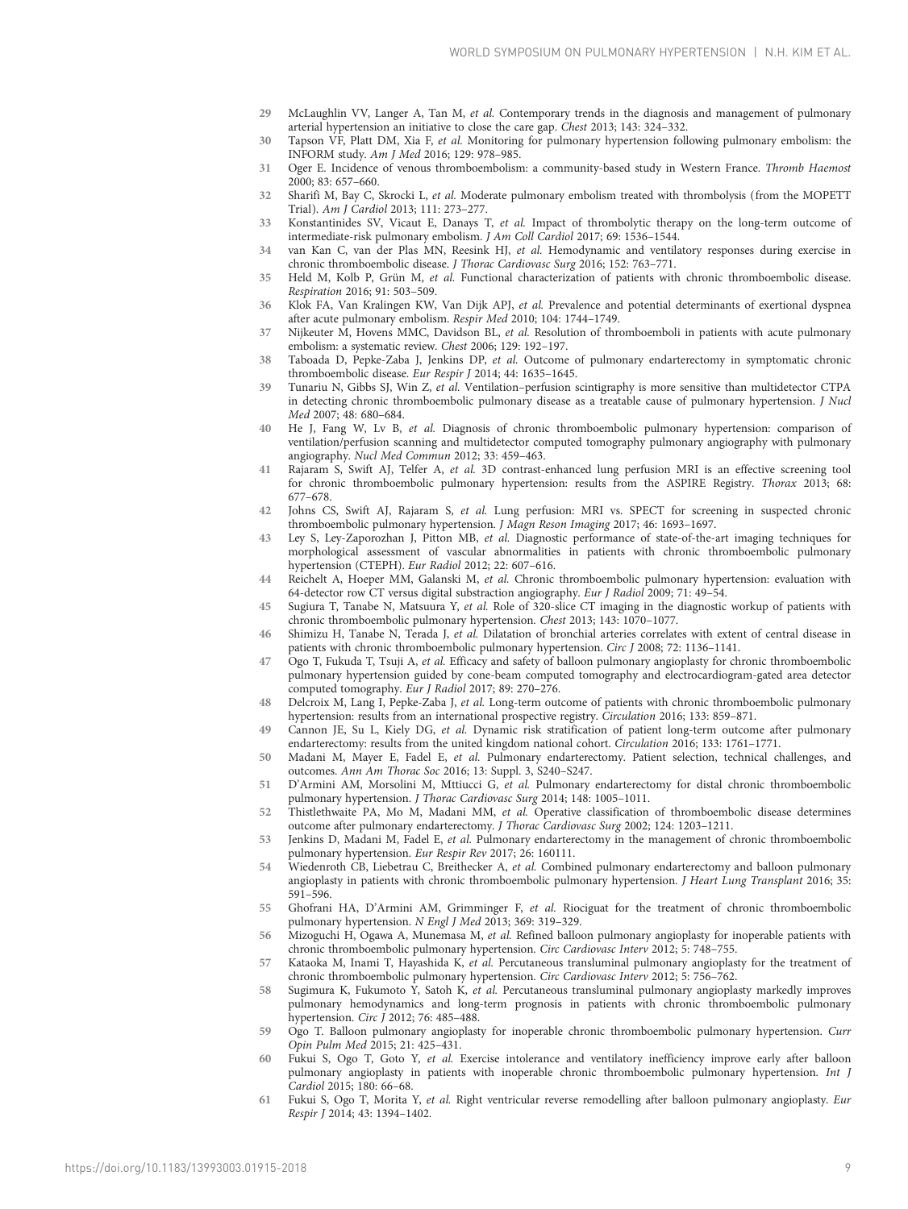29 McLaughlin VV, Langer A, Tan M, *et al.* Contemporary trends in the diagnosis and management of pulmonary arterial hypertension an initiative to close the care gap. *Chest* 2013; 143: 324–332.

30 Tapson VF, Platt DM, Xia F, *et al.* Monitoring for pulmonary hypertension following pulmonary embolism: the INFORM study. *Am J Med* 2016; 129: 978–985.

31 Oger E. Incidence of venous thromboembolism: a community-based study in Western France. *Thromb Haemost* 2000; 83: 657–660.

32 Sharifi M, Bay C, Skrocki L, *et al.* Moderate pulmonary embolism treated with thrombolysis (from the MOPETT Trial). *Am J Cardiol* 2013; 111: 273–277.

33 Konstantinides SV, Vicaut E, Danays T, *et al.* Impact of thrombolytic therapy on the long-term outcome of intermediate-risk pulmonary embolism. *J Am Coll Cardiol* 2017; 69: 1536–1544.

34 van Kan C, van der Plas MN, Reesink HJ, *et al.* Hemodynamic and ventilatory responses during exercise in chronic thromboembolic disease. *J Thorac Cardiovasc Surg* 2016; 152: 763–771.

35 Held M, Kolb P, Grün M, *et al.* Functional characterization of patients with chronic thromboembolic disease. *Respiration* 2016; 91: 503–509.

36 Klok FA, Van Kralingen KW, Van Dijk APJ, *et al.* Prevalence and potential determinants of exertional dyspnea after acute pulmonary embolism. *Respir Med* 2010; 104: 1744–1749.

37 Nijkeuter M, Hovens MMC, Davidson BL, *et al.* Resolution of thromboemboli in patients with acute pulmonary embolism: a systematic review. *Chest* 2006; 129: 192–197.

38 Taboada D, Pepke-Zaba J, Jenkins DP, *et al.* Outcome of pulmonary endarterectomy in symptomatic chronic thromboembolic disease. *Eur Respir J* 2014; 44: 1635–1645.

39 Tunariu N, Gibbs SJ, Win Z, *et al.* Ventilation–perfusion scintigraphy is more sensitive than multidetector CTPA in detecting chronic thromboembolic pulmonary disease as a treatable cause of pulmonary hypertension. *J Nucl Med* 2007; 48: 680–684.

40 He J, Fang W, Lv B, *et al.* Diagnosis of chronic thromboembolic pulmonary hypertension: comparison of ventilation/perfusion scanning and multidetector computed tomography pulmonary angiography with pulmonary angiography. *Nucl Med Commun* 2012; 33: 459–463.

41 Rajaram S, Swift AJ, Telfer A, *et al.* 3D contrast-enhanced lung perfusion MRI is an effective screening tool for chronic thromboembolic pulmonary hypertension: results from the ASPIRE Registry. *Thorax* 2013; 68: 677–678.

42 Johns CS, Swift AJ, Rajaram S, *et al.* Lung perfusion: MRI vs. SPECT for screening in suspected chronic thromboembolic pulmonary hypertension. *J Magn Reson Imaging* 2017; 46: 1693–1697.

43 Ley S, Ley-Zaporozhan J, Pitton MB, *et al.* Diagnostic performance of state-of-the-art imaging techniques for morphological assessment of vascular abnormalities in patients with chronic thromboembolic pulmonary hypertension (CTEPH). *Eur Radiol* 2012; 22: 607–616.

44 Reichelt A, Hoeper MM, Galanski M, *et al.* Chronic thromboembolic pulmonary hypertension: evaluation with 64-detector row CT versus digital substraction angiography. *Eur J Radiol* 2009; 71: 49–54.

45 Sugiura T, Tanabe N, Matsuura Y, *et al.* Role of 320-slice CT imaging in the diagnostic workup of patients with chronic thromboembolic pulmonary hypertension. *Chest* 2013; 143: 1070–1077.

46 Shimizu H, Tanabe N, Terada J, *et al.* Dilatation of bronchial arteries correlates with extent of central disease in patients with chronic thromboembolic pulmonary hypertension. *Circ J* 2008; 72: 1136–1141.

47 Ogo T, Fukuda T, Tsuji A, *et al.* Efficacy and safety of balloon pulmonary angioplasty for chronic thromboembolic pulmonary hypertension guided by cone-beam computed tomography and electrocardiogram-gated area detector computed tomography. *Eur J Radiol* 2017; 89: 270–276.

48 Delcroix M, Lang I, Pepke-Zaba J, *et al.* Long-term outcome of patients with chronic thromboembolic pulmonary hypertension: results from an international prospective registry. *Circulation* 2016; 133: 859–871.

49 Cannon JE, Su L, Kiely DG, *et al.* Dynamic risk stratification of patient long-term outcome after pulmonary endarterectomy: results from the united kingdom national cohort. *Circulation* 2016; 133: 1761–1771.

50 Madani M, Mayer E, Fadel E, *et al.* Pulmonary endarterectomy. Patient selection, technical challenges, and outcomes. *Ann Am Thorac Soc* 2016; 13: Suppl. 3, S240–S247.

51 D'Armini AM, Morsolini M, Mttiucci G, *et al.* Pulmonary endarterectomy for distal chronic thromboembolic pulmonary hypertension. *J Thorac Cardiovasc Surg* 2014; 148: 1005–1011.

52 Thistlethwaite PA, Mo M, Madani MM, *et al.* Operative classification of thromboembolic disease determines outcome after pulmonary endarterectomy. *J Thorac Cardiovasc Surg* 2002; 124: 1203–1211.

53 Jenkins D, Madani M, Fadel E, *et al.* Pulmonary endarterectomy in the management of chronic thromboembolic pulmonary hypertension. *Eur Respir Rev* 2017; 26: 160111.

54 Wiedenroth CB, Liebetrau C, Breithecker A, *et al.* Combined pulmonary endarterectomy and balloon pulmonary angioplasty in patients with chronic thromboembolic pulmonary hypertension. *J Heart Lung Transplant* 2016; 35: 591–596.

55 Ghofrani HA, D'Armini AM, Grimminger F, *et al.* Riociguat for the treatment of chronic thromboembolic pulmonary hypertension. *N Engl J Med* 2013; 369: 319–329.

56 Mizoguchi H, Ogawa A, Munemasa M, *et al.* Refined balloon pulmonary angioplasty for inoperable patients with chronic thromboembolic pulmonary hypertension. *Circ Cardiovasc Interv* 2012; 5: 748–755.

57 Kataoka M, Inami T, Hayashida K, *et al.* Percutaneous transluminal pulmonary angioplasty for the treatment of chronic thromboembolic pulmonary hypertension. *Circ Cardiovasc Interv* 2012; 5: 756–762.

58 Sugimura K, Fukumoto Y, Satoh K, *et al.* Percutaneous transluminal pulmonary angioplasty markedly improves pulmonary hemodynamics and long-term prognosis in patients with chronic thromboembolic pulmonary hypertension. *Circ J* 2012; 76: 485–488.

59 Ogo T. Balloon pulmonary angioplasty for inoperable chronic thromboembolic pulmonary hypertension. *Curr Opin Pulm Med* 2015; 21: 425–431.

60 Fukui S, Ogo T, Goto Y, *et al.* Exercise intolerance and ventilatory inefficiency improve early after balloon pulmonary angioplasty in patients with inoperable chronic thromboembolic pulmonary hypertension. *Int J Cardiol* 2015; 180: 66–68.

61 Fukui S, Ogo T, Morita Y, *et al.* Right ventricular reverse remodelling after balloon pulmonary angioplasty. *Eur Respir J* 2014; 43: 1394–1402.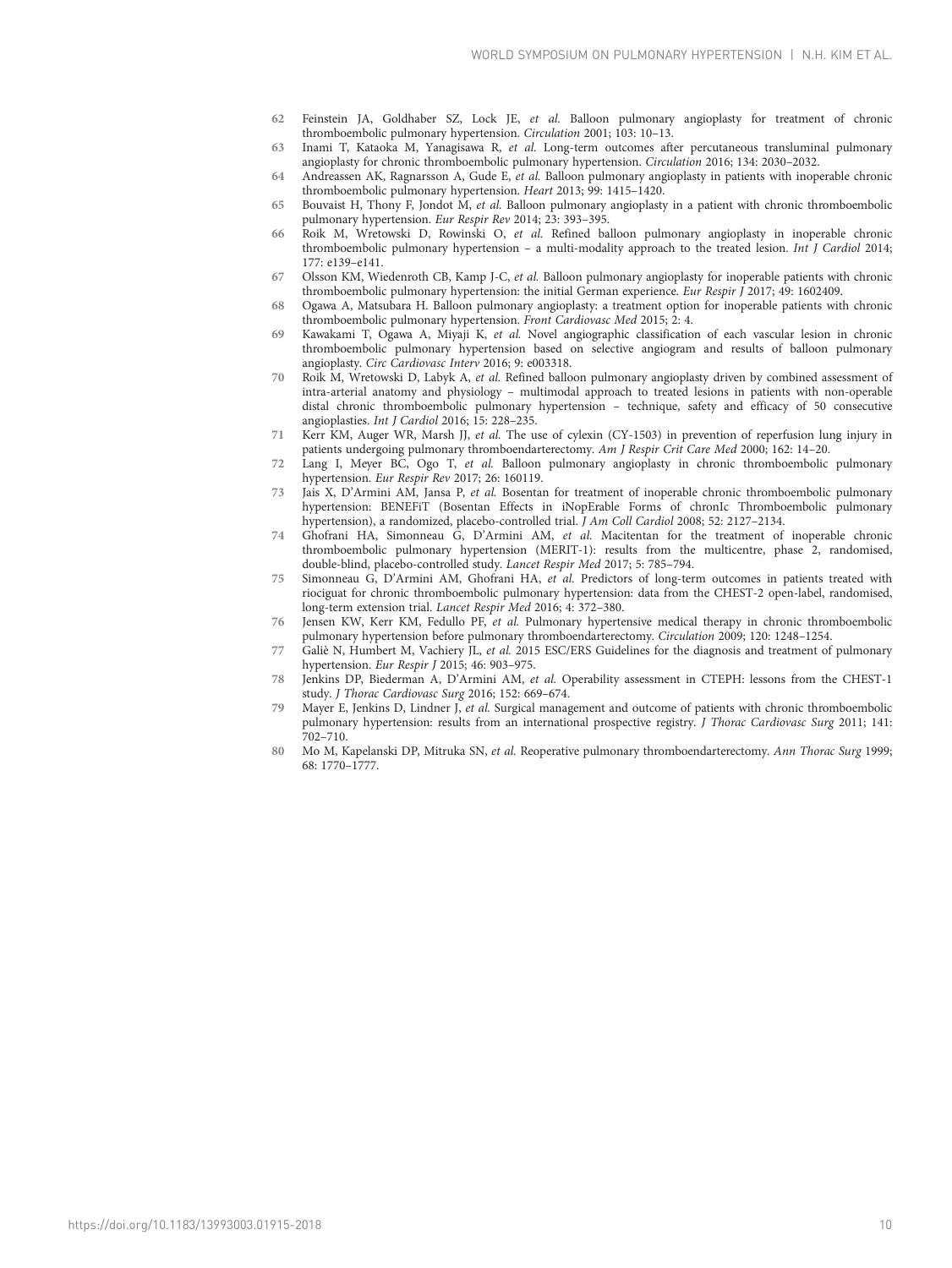62 Feinstein JA, Goldhaber SZ, Lock JE, *et al.* Balloon pulmonary angioplasty for treatment of chronic thromboembolic pulmonary hypertension. *Circulation* 2001; 103: 10–13.

63 Inami T, Kataoka M, Yanagisawa R, *et al.* Long-term outcomes after percutaneous transluminal pulmonary angioplasty for chronic thromboembolic pulmonary hypertension. *Circulation* 2016; 134: 2030–2032.

64 Andreassen AK, Ragnarsson A, Gude E, *et al.* Balloon pulmonary angioplasty in patients with inoperable chronic thromboembolic pulmonary hypertension. *Heart* 2013; 99: 1415–1420.

65 Bouvaist H, Thony F, Jondot M, *et al.* Balloon pulmonary angioplasty in a patient with chronic thromboembolic pulmonary hypertension. *Eur Respir Rev* 2014; 23: 393–395.

66 Roik M, Wretowski D, Rowinski O, *et al.* Refined balloon pulmonary angioplasty in inoperable chronic thromboembolic pulmonary hypertension – a multi-modality approach to the treated lesion. *Int J Cardiol* 2014; 177: e139–e141.

67 Olsson KM, Wiedenroth CB, Kamp J-C, *et al.* Balloon pulmonary angioplasty for inoperable patients with chronic thromboembolic pulmonary hypertension: the initial German experience. *Eur Respir J* 2017; 49: 1602409.

68 Ogawa A, Matsubara H. Balloon pulmonary angioplasty: a treatment option for inoperable patients with chronic thromboembolic pulmonary hypertension. *Front Cardiovasc Med* 2015; 2: 4.

69 Kawakami T, Ogawa A, Miyaji K, *et al.* Novel angiographic classification of each vascular lesion in chronic thromboembolic pulmonary hypertension based on selective angiogram and results of balloon pulmonary angioplasty. *Circ Cardiovasc Interv* 2016; 9: e003318.

70 Roik M, Wretowski D, Labyk A, *et al.* Refined balloon pulmonary angioplasty driven by combined assessment of intra-arterial anatomy and physiology – multimodal approach to treated lesions in patients with non-operable distal chronic thromboembolic pulmonary hypertension – technique, safety and efficacy of 50 consecutive angioplasties. *Int J Cardiol* 2016; 15: 228–235.

71 Kerr KM, Auger WR, Marsh JJ, *et al.* The use of cylexin (CY-1503) in prevention of reperfusion lung injury in patients undergoing pulmonary thromboendarterectomy. *Am J Respir Crit Care Med* 2000; 162: 14–20.

72 Lang I, Meyer BC, Ogo T, *et al.* Balloon pulmonary angioplasty in chronic thromboembolic pulmonary hypertension. *Eur Respir Rev* 2017; 26: 160119.

73 Jais X, D'Armini AM, Jansa P, *et al.* Bosentan for treatment of inoperable chronic thromboembolic pulmonary hypertension: BENEFiT (Bosentan Effects in iNopErable Forms of chronIc Thromboembolic pulmonary hypertension), a randomized, placebo-controlled trial. *J Am Coll Cardiol* 2008; 52: 2127–2134.

74 Ghofrani HA, Simonneau G, D'Armini AM, *et al.* Macitentan for the treatment of inoperable chronic thromboembolic pulmonary hypertension (MERIT-1): results from the multicentre, phase 2, randomised, double-blind, placebo-controlled study. *Lancet Respir Med* 2017; 5: 785–794.

75 Simonneau G, D'Armini AM, Ghofrani HA, *et al.* Predictors of long-term outcomes in patients treated with riociguat for chronic thromboembolic pulmonary hypertension: data from the CHEST-2 open-label, randomised, long-term extension trial. *Lancet Respir Med* 2016; 4: 372–380.

76 Jensen KW, Kerr KM, Fedullo PF, *et al.* Pulmonary hypertensive medical therapy in chronic thromboembolic pulmonary hypertension before pulmonary thromboendarterectomy. *Circulation* 2009; 120: 1248–1254.

77 Galiè N, Humbert M, Vachiery JL, *et al.* 2015 ESC/ERS Guidelines for the diagnosis and treatment of pulmonary hypertension. *Eur Respir J* 2015; 46: 903–975.

78 Jenkins DP, Biederman A, D'Armini AM, *et al.* Operability assessment in CTEPH: lessons from the CHEST-1 study. *J Thorac Cardiovasc Surg* 2016; 152: 669–674.

79 Mayer E, Jenkins D, Lindner J, *et al.* Surgical management and outcome of patients with chronic thromboembolic pulmonary hypertension: results from an international prospective registry. *J Thorac Cardiovasc Surg* 2011; 141: 702–710.

80 Mo M, Kapelanski DP, Mitruka SN, *et al.* Reoperative pulmonary thromboendarterectomy. *Ann Thorac Surg* 1999; 68: 1770–1777.